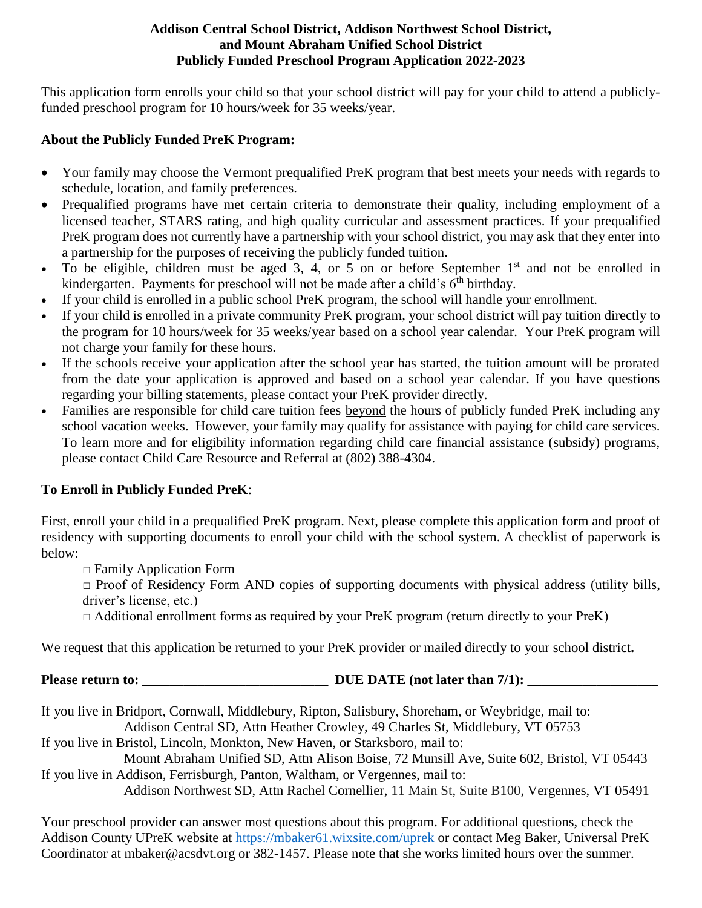**Addison Central School District, Addison Northwest School District, and Mount Abraham Unified School District**
**Publicly Funded Preschool Program Application 2022-2023**

This application form enrolls your child so that your school district will pay for your child to attend a publicly-funded preschool program for 10 hours/week for 35 weeks/year.

**About the Publicly Funded PreK Program:**

- Your family may choose the Vermont prequalified PreK program that best meets your needs with regards to schedule, location, and family preferences.
- Prequalified programs have met certain criteria to demonstrate their quality, including employment of a licensed teacher, STARS rating, and high quality curricular and assessment practices. If your prequalified PreK program does not currently have a partnership with your school district, you may ask that they enter into a partnership for the purposes of receiving the publicly funded tuition.
- To be eligible, children must be aged 3, 4, or 5 on or before September 1st and not be enrolled in kindergarten. Payments for preschool will not be made after a child's 6th birthday.
- If your child is enrolled in a public school PreK program, the school will handle your enrollment.
- If your child is enrolled in a private community PreK program, your school district will pay tuition directly to the program for 10 hours/week for 35 weeks/year based on a school year calendar. Your PreK program will not charge your family for these hours.
- If the schools receive your application after the school year has started, the tuition amount will be prorated from the date your application is approved and based on a school year calendar. If you have questions regarding your billing statements, please contact your PreK provider directly.
- Families are responsible for child care tuition fees beyond the hours of publicly funded PreK including any school vacation weeks. However, your family may qualify for assistance with paying for child care services. To learn more and for eligibility information regarding child care financial assistance (subsidy) programs, please contact Child Care Resource and Referral at (802) 388-4304.

**To Enroll in Publicly Funded PreK**:

First, enroll your child in a prequalified PreK program. Next, please complete this application form and proof of residency with supporting documents to enroll your child with the school system. A checklist of paperwork is below:

□ Family Application Form

□ Proof of Residency Form AND copies of supporting documents with physical address (utility bills, driver's license, etc.)

□ Additional enrollment forms as required by your PreK program (return directly to your PreK)

We request that this application be returned to your PreK provider or mailed directly to your school district**.**

**Please return to: ___________________________ DUE DATE (not later than 7/1): ___________________**

If you live in Bridport, Cornwall, Middlebury, Ripton, Salisbury, Shoreham, or Weybridge, mail to:
Addison Central SD, Attn Heather Crowley, 49 Charles St, Middlebury, VT 05753

If you live in Bristol, Lincoln, Monkton, New Haven, or Starksboro, mail to:
Mount Abraham Unified SD, Attn Alison Boise, 72 Munsill Ave, Suite 602, Bristol, VT 05443

If you live in Addison, Ferrisburgh, Panton, Waltham, or Vergennes, mail to:
Addison Northwest SD, Attn Rachel Cornellier, 11 Main St, Suite B100, Vergennes, VT 05491

Your preschool provider can answer most questions about this program. For additional questions, check the Addison County UPreK website at https://mbaker61.wixsite.com/uprek or contact Meg Baker, Universal PreK Coordinator at mbaker@acsdvt.org or 382-1457. Please note that she works limited hours over the summer.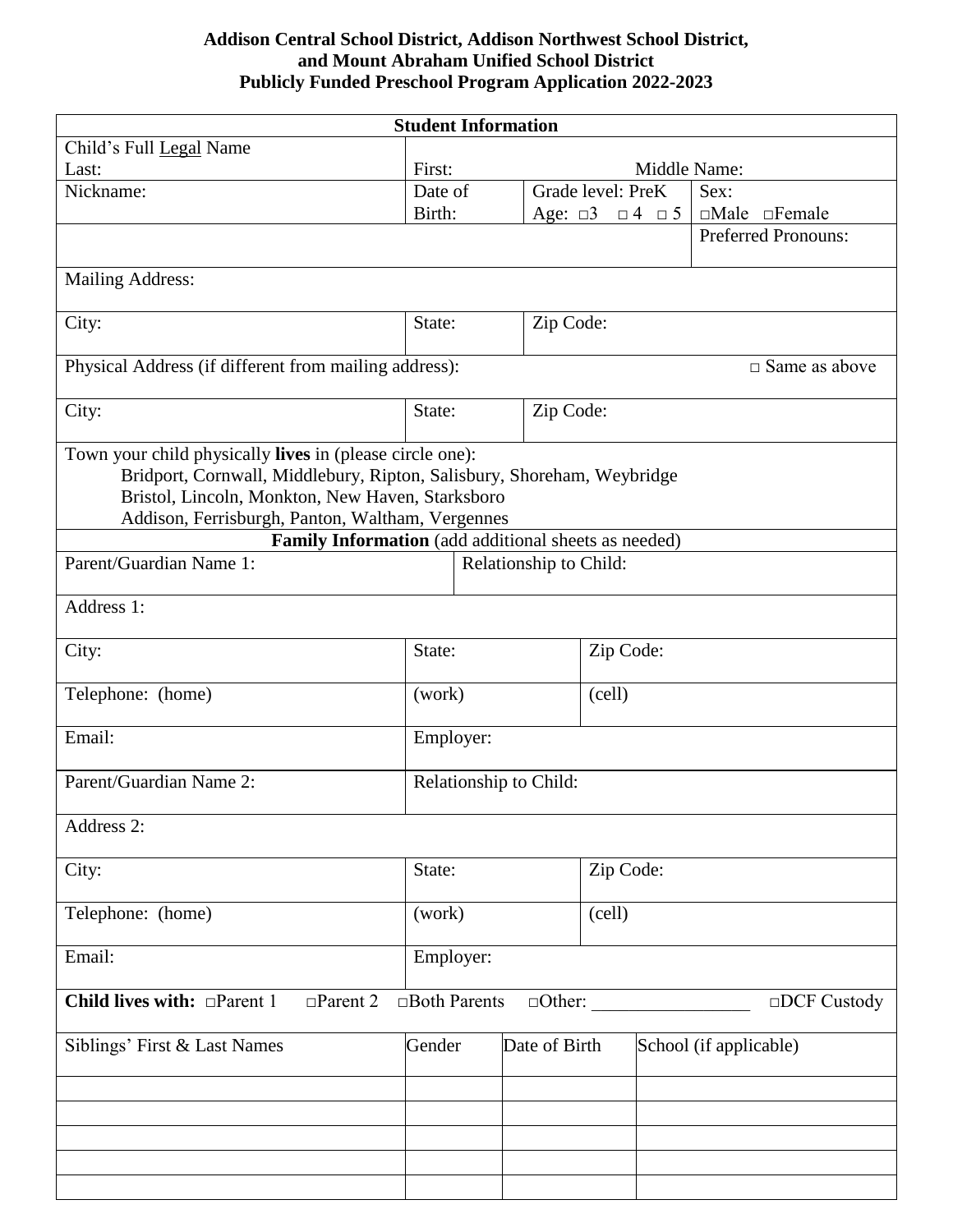**Addison Central School District, Addison Northwest School District, and Mount Abraham Unified School District**
**Publicly Funded Preschool Program Application 2022-2023**

| **Student Information** | | | |
|---|---|---|---|
| Child's Full Legal Name<br>Last: | First: | | Middle Name: |
| Nickname: | Date of Birth: | Grade level: PreK<br>Age: □3 □4 □5 | Sex:<br>□Male □Female |
| | | | Preferred Pronouns: |
| Mailing Address: | | | |
| City: | State: | Zip Code: | |
| Physical Address (if different from mailing address): | | | □ Same as above |
| City: | State: | Zip Code: | |
| Town your child physically **lives** in (please circle one):<br>Bridport, Cornwall, Middlebury, Ripton, Salisbury, Shoreham, Weybridge<br>Bristol, Lincoln, Monkton, New Haven, Starksboro<br>Addison, Ferrisburgh, Panton, Waltham, Vergennes | | | |

| **Family Information** (add additional sheets as needed) | | |
|---|---|---|
| Parent/Guardian Name 1: | Relationship to Child: | |
| Address 1: | | |
| City: | State: | Zip Code: |
| Telephone: (home) | (work) | (cell) |
| Email: | Employer: | |
| Parent/Guardian Name 2: | Relationship to Child: | |
| Address 2: | | |
| City: | State: | Zip Code: |
| Telephone: (home) | (work) | (cell) |
| Email: | Employer: | |
| **Child lives with:** □Parent 1 □Parent 2 □Both Parents □Other: _________________ □DCF Custody | | |

| Siblings' First & Last Names | Gender | Date of Birth | School (if applicable) |
|---|---|---|---|
| | | | |
| | | | |
| | | | |
| | | | |
| | | | |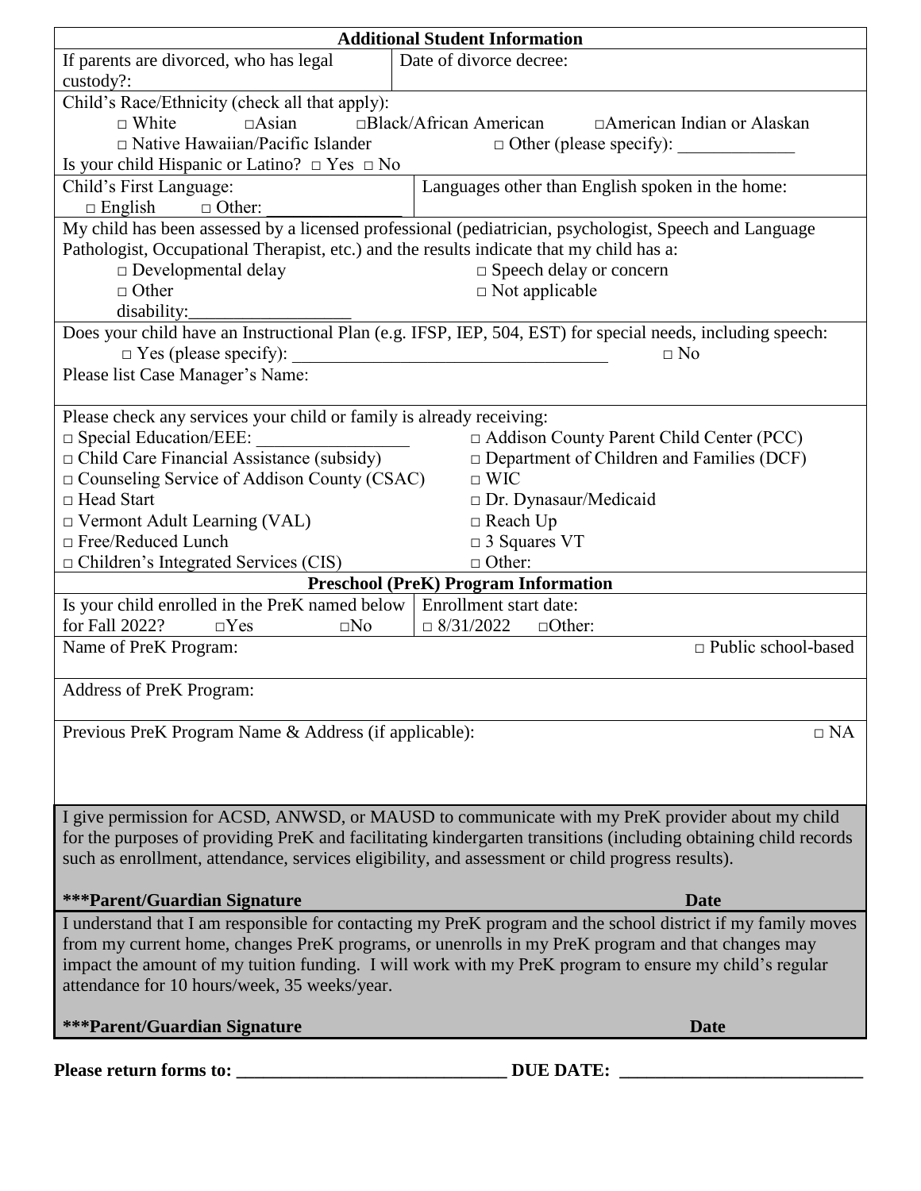## Additional Student Information

| If parents are divorced, who has legal custody?: | Date of divorce decree: |
| --- | --- |

Child's Race/Ethnicity (check all that apply):

□ White □Asian □Black/African American □American Indian or Alaskan

□ Native Hawaiian/Pacific Islander □ Other (please specify): _____________

Is your child Hispanic or Latino? □ Yes □ No

| Child's First Language: □ English □ Other: _______________ | Languages other than English spoken in the home: |
| --- | --- |

My child has been assessed by a licensed professional (pediatrician, psychologist, Speech and Language Pathologist, Occupational Therapist, etc.) and the results indicate that my child has a:

□ Developmental delay □ Speech delay or concern

□ Other disability:__________________ □ Not applicable

Does your child have an Instructional Plan (e.g. IFSP, IEP, 504, EST) for special needs, including speech:

□ Yes (please specify): ___________________________________ □ No

Please list Case Manager's Name:

Please check any services your child or family is already receiving:

| | |
| --- | --- |
| □ Special Education/EEE: _________________ | □ Addison County Parent Child Center (PCC) |
| □ Child Care Financial Assistance (subsidy) | □ Department of Children and Families (DCF) |
| □ Counseling Service of Addison County (CSAC) | □ WIC |
| □ Head Start | □ Dr. Dynasaur/Medicaid |
| □ Vermont Adult Learning (VAL) | □ Reach Up |
| □ Free/Reduced Lunch | □ 3 Squares VT |
| □ Children's Integrated Services (CIS) | □ Other: |

## Preschool (PreK) Program Information

| Is your child enrolled in the PreK named below for Fall 2022? □Yes □No | Enrollment start date: □ 8/31/2022 □Other: |
| --- | --- |

Name of PreK Program: □ Public school-based

Address of PreK Program:

Previous PreK Program Name & Address (if applicable): □ NA

I give permission for ACSD, ANWSD, or MAUSD to communicate with my PreK provider about my child for the purposes of providing PreK and facilitating kindergarten transitions (including obtaining child records such as enrollment, attendance, services eligibility, and assessment or child progress results).

**\*\*\*Parent/Guardian Signature** **Date**

I understand that I am responsible for contacting my PreK program and the school district if my family moves from my current home, changes PreK programs, or unenrolls in my PreK program and that changes may impact the amount of my tuition funding. I will work with my PreK program to ensure my child's regular attendance for 10 hours/week, 35 weeks/year.

**\*\*\*Parent/Guardian Signature** **Date**

**Please return forms to: ______________________________ DUE DATE: ___________________________**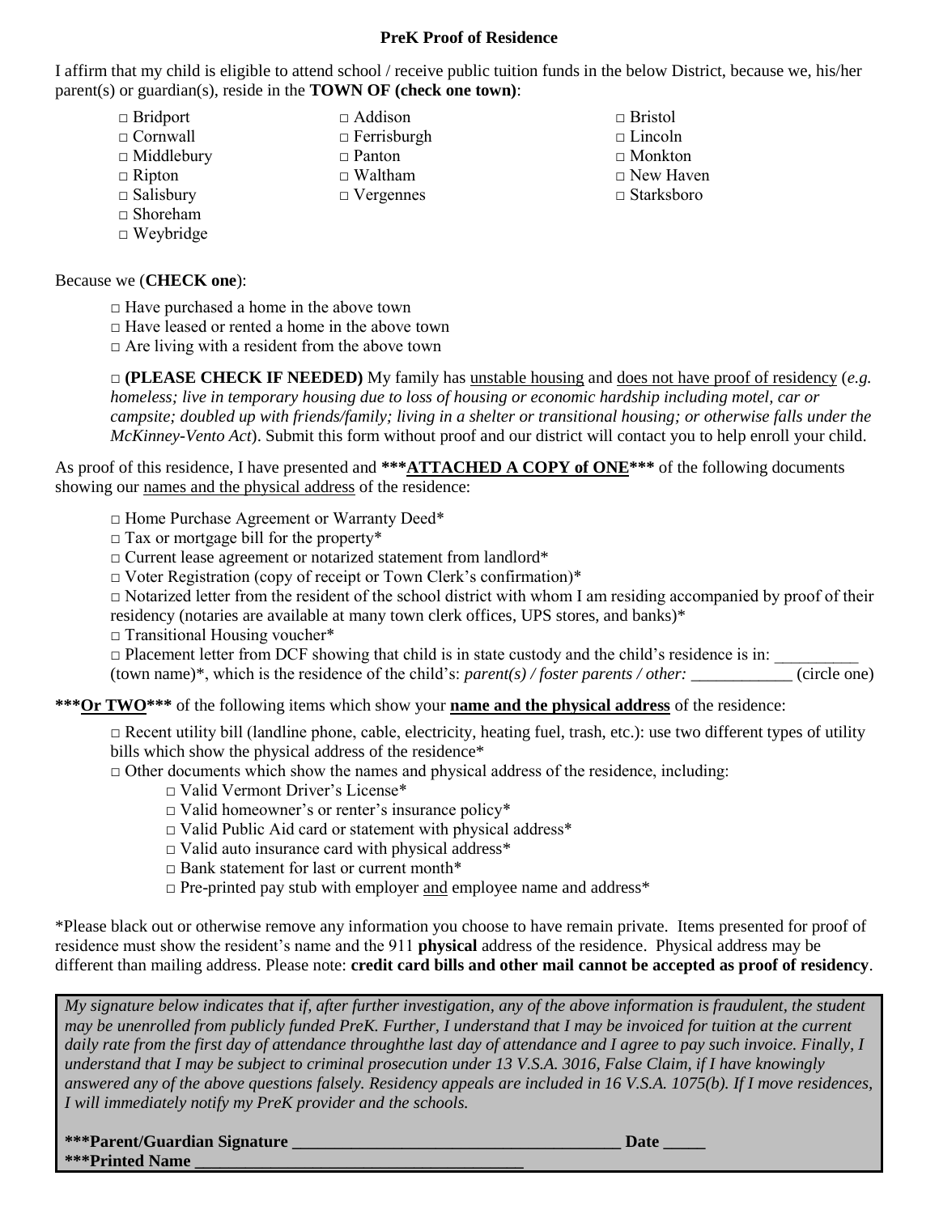# PreK Proof of Residence

I affirm that my child is eligible to attend school / receive public tuition funds in the below District, because we, his/her parent(s) or guardian(s), reside in the **TOWN OF (check one town)**:

□ Bridport
□ Cornwall
□ Middlebury
□ Ripton
□ Salisbury
□ Shoreham
□ Weybridge
□ Addison
□ Ferrisburgh
□ Panton
□ Waltham
□ Vergennes
□ Bristol
□ Lincoln
□ Monkton
□ New Haven
□ Starksboro

Because we (**CHECK one**):

□ Have purchased a home in the above town
□ Have leased or rented a home in the above town
□ Are living with a resident from the above town

□ **(PLEASE CHECK IF NEEDED)** My family has unstable housing and does not have proof of residency (*e.g. homeless; live in temporary housing due to loss of housing or economic hardship including motel, car or campsite; doubled up with friends/family; living in a shelter or transitional housing; or otherwise falls under the McKinney-Vento Act*). Submit this form without proof and our district will contact you to help enroll your child.

As proof of this residence, I have presented and **\*\*\*ATTACHED A COPY of ONE\*\*\*** of the following documents showing our names and the physical address of the residence:

□ Home Purchase Agreement or Warranty Deed*
□ Tax or mortgage bill for the property*
□ Current lease agreement or notarized statement from landlord*
□ Voter Registration (copy of receipt or Town Clerk's confirmation)*
□ Notarized letter from the resident of the school district with whom I am residing accompanied by proof of their residency (notaries are available at many town clerk offices, UPS stores, and banks)*
□ Transitional Housing voucher*
□ Placement letter from DCF showing that child is in state custody and the child's residence is in: __________ (town name)*, which is the residence of the child's: *parent(s) / foster parents / other:* ____________ (circle one)

**\*\*\*Or TWO\*\*\*** of the following items which show your **name and the physical address** of the residence:

□ Recent utility bill (landline phone, cable, electricity, heating fuel, trash, etc.): use two different types of utility bills which show the physical address of the residence*
□ Other documents which show the names and physical address of the residence, including:
- □ Valid Vermont Driver's License*
- □ Valid homeowner's or renter's insurance policy*
- □ Valid Public Aid card or statement with physical address*
- □ Valid auto insurance card with physical address*
- □ Bank statement for last or current month*
- □ Pre-printed pay stub with employer and employee name and address*

*Please black out or otherwise remove any information you choose to have remain private. Items presented for proof of residence must show the resident's name and the 911 **physical** address of the residence. Physical address may be different than mailing address. Please note: **credit card bills and other mail cannot be accepted as proof of residency**.

*My signature below indicates that if, after further investigation, any of the above information is fraudulent, the student may be unenrolled from publicly funded PreK. Further, I understand that I may be invoiced for tuition at the current daily rate from the first day of attendance throughthe last day of attendance and I agree to pay such invoice. Finally, I understand that I may be subject to criminal prosecution under 13 V.S.A. 3016, False Claim, if I have knowingly answered any of the above questions falsely. Residency appeals are included in 16 V.S.A. 1075(b). If I move residences, I will immediately notify my PreK provider and the schools.*

**\*\*\*Parent/Guardian Signature ______________________________________ Date _____**
**\*\*\*Printed Name ______________________________________**